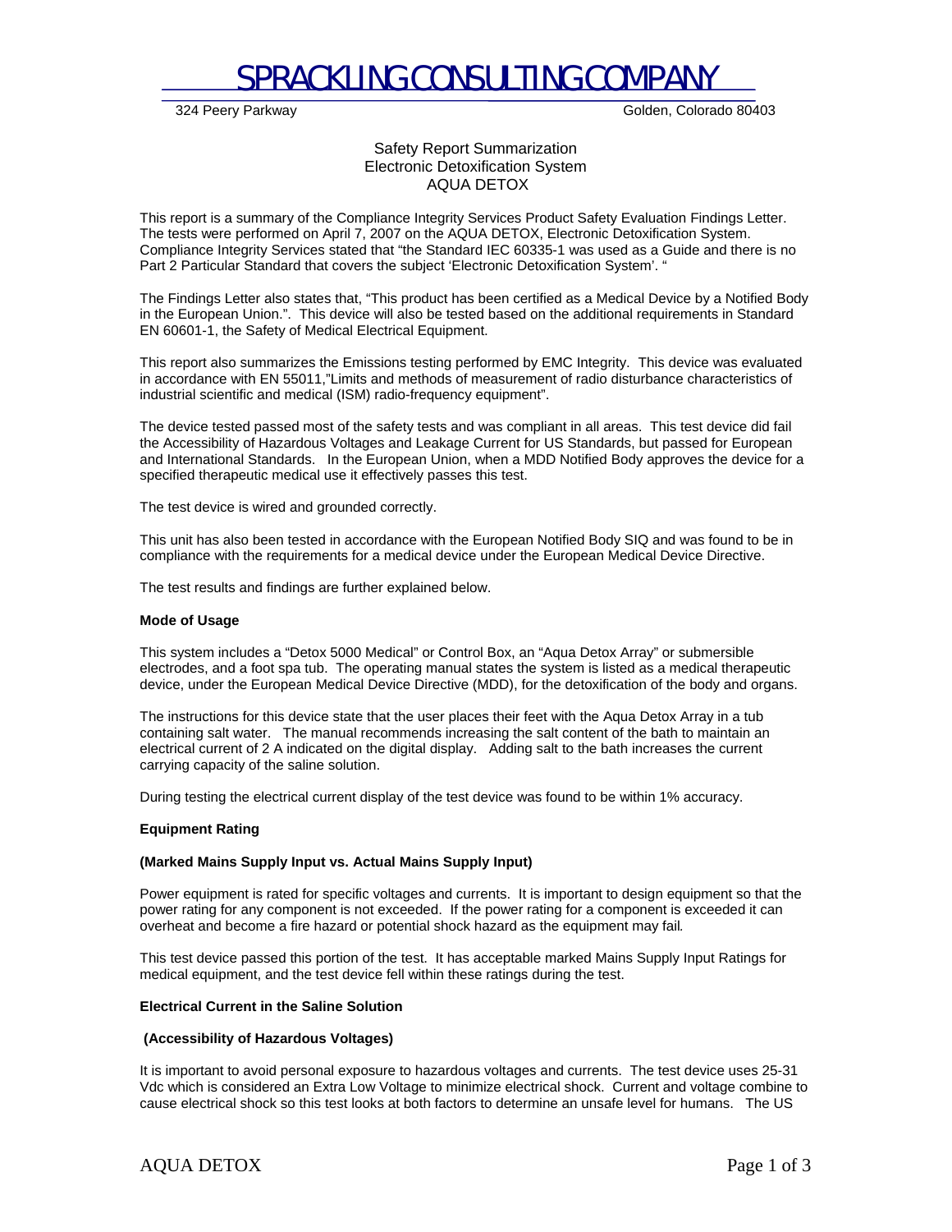# SPRACKLING CONSULTING COMPANY

324 Peery Parkway Golden, Colorado 80403

Safety Report Summarization
Electronic Detoxification System
AQUA DETOX

This report is a summary of the Compliance Integrity Services Product Safety Evaluation Findings Letter. The tests were performed on April 7, 2007 on the AQUA DETOX, Electronic Detoxification System. Compliance Integrity Services stated that "the Standard IEC 60335-1 was used as a Guide and there is no Part 2 Particular Standard that covers the subject 'Electronic Detoxification System'. "

The Findings Letter also states that, "This product has been certified as a Medical Device by a Notified Body in the European Union.". This device will also be tested based on the additional requirements in Standard EN 60601-1, the Safety of Medical Electrical Equipment.

This report also summarizes the Emissions testing performed by EMC Integrity. This device was evaluated in accordance with EN 55011,"Limits and methods of measurement of radio disturbance characteristics of industrial scientific and medical (ISM) radio-frequency equipment".

The device tested passed most of the safety tests and was compliant in all areas. This test device did fail the Accessibility of Hazardous Voltages and Leakage Current for US Standards, but passed for European and International Standards. In the European Union, when a MDD Notified Body approves the device for a specified therapeutic medical use it effectively passes this test.

The test device is wired and grounded correctly.

This unit has also been tested in accordance with the European Notified Body SIQ and was found to be in compliance with the requirements for a medical device under the European Medical Device Directive.

The test results and findings are further explained below.

**Mode of Usage**

This system includes a "Detox 5000 Medical" or Control Box, an "Aqua Detox Array" or submersible electrodes, and a foot spa tub. The operating manual states the system is listed as a medical therapeutic device, under the European Medical Device Directive (MDD), for the detoxification of the body and organs.

The instructions for this device state that the user places their feet with the Aqua Detox Array in a tub containing salt water. The manual recommends increasing the salt content of the bath to maintain an electrical current of 2 A indicated on the digital display. Adding salt to the bath increases the current carrying capacity of the saline solution.

During testing the electrical current display of the test device was found to be within 1% accuracy.

**Equipment Rating**

**(Marked Mains Supply Input vs. Actual Mains Supply Input)**

Power equipment is rated for specific voltages and currents. It is important to design equipment so that the power rating for any component is not exceeded. If the power rating for a component is exceeded it can overheat and become a fire hazard or potential shock hazard as the equipment may fail.

This test device passed this portion of the test. It has acceptable marked Mains Supply Input Ratings for medical equipment, and the test device fell within these ratings during the test.

**Electrical Current in the Saline Solution**

**(Accessibility of Hazardous Voltages)**

It is important to avoid personal exposure to hazardous voltages and currents. The test device uses 25-31 Vdc which is considered an Extra Low Voltage to minimize electrical shock. Current and voltage combine to cause electrical shock so this test looks at both factors to determine an unsafe level for humans. The US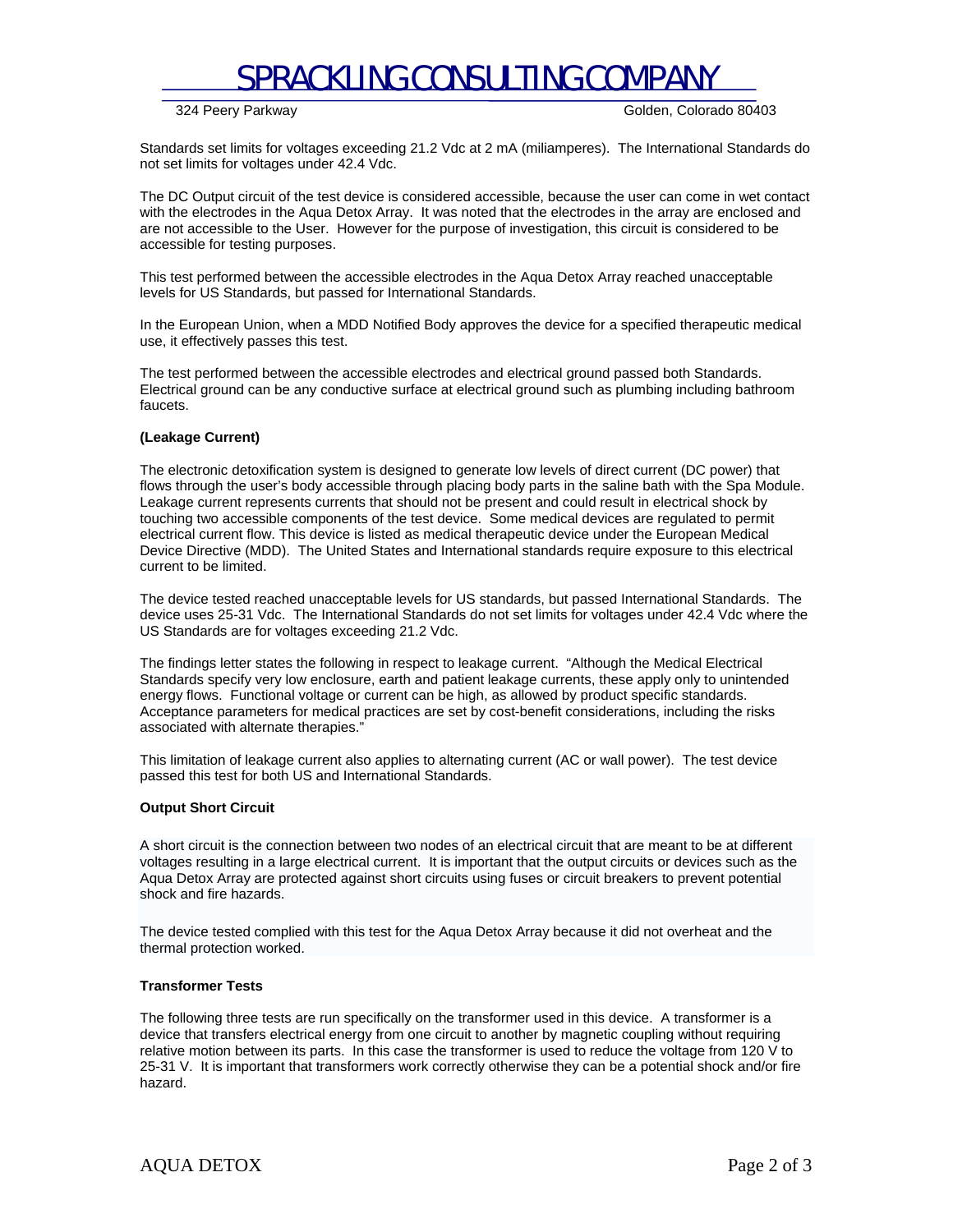Standards set limits for voltages exceeding 21.2 Vdc at 2 mA (miliamperes). The International Standards do not set limits for voltages under 42.4 Vdc.

The DC Output circuit of the test device is considered accessible, because the user can come in wet contact with the electrodes in the Aqua Detox Array. It was noted that the electrodes in the array are enclosed and are not accessible to the User. However for the purpose of investigation, this circuit is considered to be accessible for testing purposes.

This test performed between the accessible electrodes in the Aqua Detox Array reached unacceptable levels for US Standards, but passed for International Standards.

In the European Union, when a MDD Notified Body approves the device for a specified therapeutic medical use, it effectively passes this test.

The test performed between the accessible electrodes and electrical ground passed both Standards. Electrical ground can be any conductive surface at electrical ground such as plumbing including bathroom faucets.

**(Leakage Current)**

The electronic detoxification system is designed to generate low levels of direct current (DC power) that flows through the user's body accessible through placing body parts in the saline bath with the Spa Module. Leakage current represents currents that should not be present and could result in electrical shock by touching two accessible components of the test device. Some medical devices are regulated to permit electrical current flow. This device is listed as medical therapeutic device under the European Medical Device Directive (MDD). The United States and International standards require exposure to this electrical current to be limited.

The device tested reached unacceptable levels for US standards, but passed International Standards. The device uses 25-31 Vdc. The International Standards do not set limits for voltages under 42.4 Vdc where the US Standards are for voltages exceeding 21.2 Vdc.

The findings letter states the following in respect to leakage current. "Although the Medical Electrical Standards specify very low enclosure, earth and patient leakage currents, these apply only to unintended energy flows. Functional voltage or current can be high, as allowed by product specific standards. Acceptance parameters for medical practices are set by cost-benefit considerations, including the risks associated with alternate therapies."

This limitation of leakage current also applies to alternating current (AC or wall power). The test device passed this test for both US and International Standards.

**Output Short Circuit**

A short circuit is the connection between two nodes of an electrical circuit that are meant to be at different voltages resulting in a large electrical current. It is important that the output circuits or devices such as the Aqua Detox Array are protected against short circuits using fuses or circuit breakers to prevent potential shock and fire hazards.

The device tested complied with this test for the Aqua Detox Array because it did not overheat and the thermal protection worked.

**Transformer Tests**

The following three tests are run specifically on the transformer used in this device. A transformer is a device that transfers electrical energy from one circuit to another by magnetic coupling without requiring relative motion between its parts. In this case the transformer is used to reduce the voltage from 120 V to 25-31 V. It is important that transformers work correctly otherwise they can be a potential shock and/or fire hazard.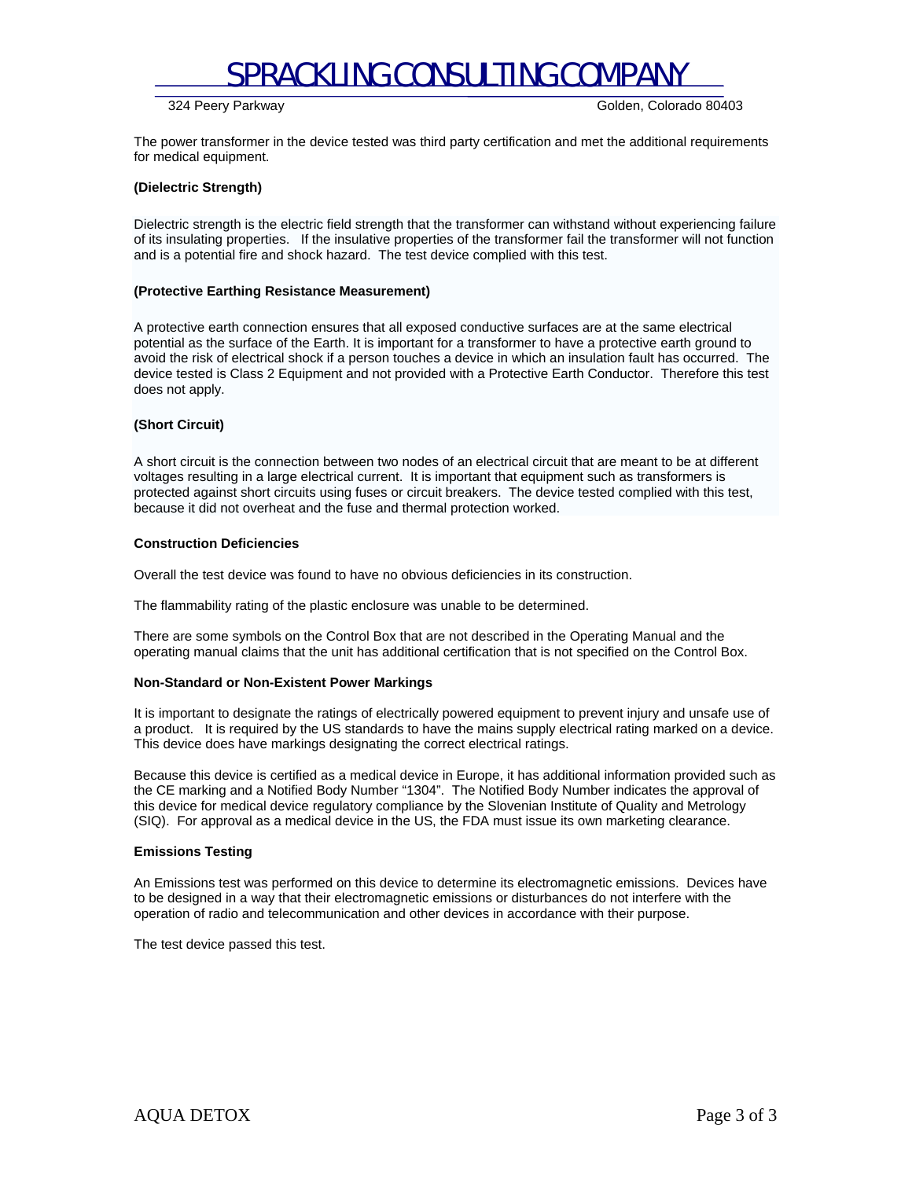The power transformer in the device tested was third party certification and met the additional requirements for medical equipment.

**(Dielectric Strength)**

Dielectric strength is the electric field strength that the transformer can withstand without experiencing failure of its insulating properties. If the insulative properties of the transformer fail the transformer will not function and is a potential fire and shock hazard. The test device complied with this test.

**(Protective Earthing Resistance Measurement)**

A protective earth connection ensures that all exposed conductive surfaces are at the same electrical potential as the surface of the Earth. It is important for a transformer to have a protective earth ground to avoid the risk of electrical shock if a person touches a device in which an insulation fault has occurred. The device tested is Class 2 Equipment and not provided with a Protective Earth Conductor. Therefore this test does not apply.

**(Short Circuit)**

A short circuit is the connection between two nodes of an electrical circuit that are meant to be at different voltages resulting in a large electrical current. It is important that equipment such as transformers is protected against short circuits using fuses or circuit breakers. The device tested complied with this test, because it did not overheat and the fuse and thermal protection worked.

**Construction Deficiencies**

Overall the test device was found to have no obvious deficiencies in its construction.

The flammability rating of the plastic enclosure was unable to be determined.

There are some symbols on the Control Box that are not described in the Operating Manual and the operating manual claims that the unit has additional certification that is not specified on the Control Box.

**Non-Standard or Non-Existent Power Markings**

It is important to designate the ratings of electrically powered equipment to prevent injury and unsafe use of a product. It is required by the US standards to have the mains supply electrical rating marked on a device. This device does have markings designating the correct electrical ratings.

Because this device is certified as a medical device in Europe, it has additional information provided such as the CE marking and a Notified Body Number "1304". The Notified Body Number indicates the approval of this device for medical device regulatory compliance by the Slovenian Institute of Quality and Metrology (SIQ). For approval as a medical device in the US, the FDA must issue its own marketing clearance.

**Emissions Testing**

An Emissions test was performed on this device to determine its electromagnetic emissions. Devices have to be designed in a way that their electromagnetic emissions or disturbances do not interfere with the operation of radio and telecommunication and other devices in accordance with their purpose.

The test device passed this test.